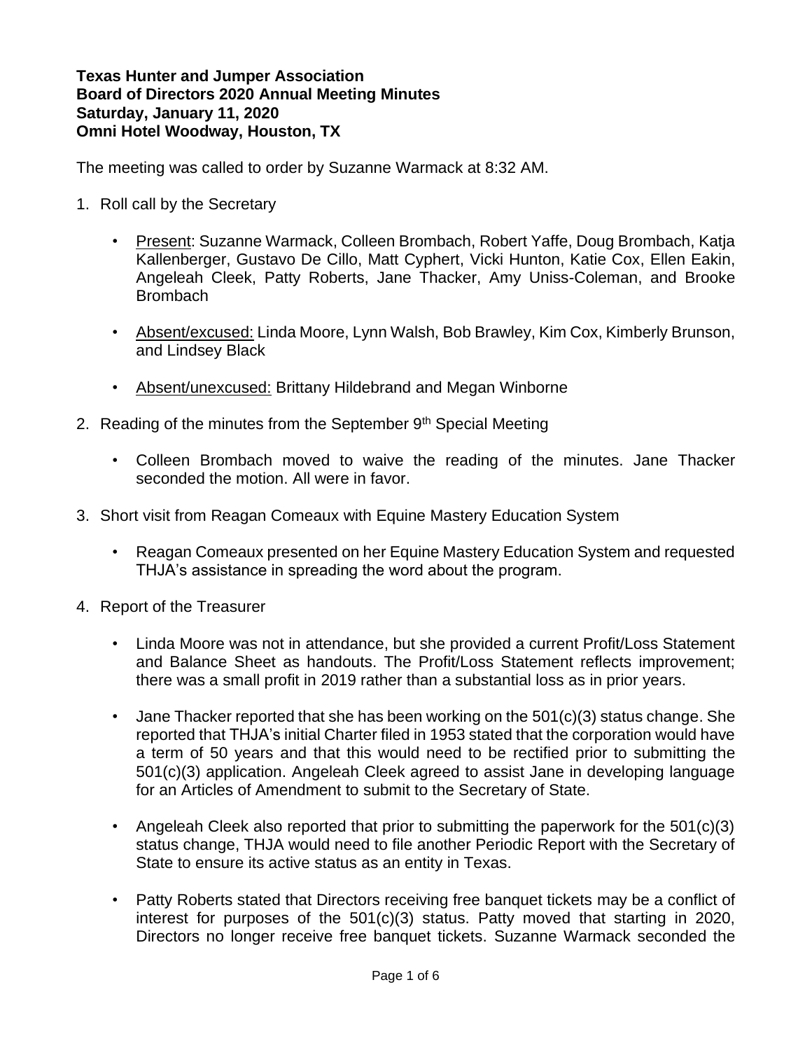**Texas Hunter and Jumper Association**
**Board of Directors 2020 Annual Meeting Minutes**
**Saturday, January 11, 2020**
**Omni Hotel Woodway, Houston, TX**

The meeting was called to order by Suzanne Warmack at 8:32 AM.

1. Roll call by the Secretary

   - Present: Suzanne Warmack, Colleen Brombach, Robert Yaffe, Doug Brombach, Katja Kallenberger, Gustavo De Cillo, Matt Cyphert, Vicki Hunton, Katie Cox, Ellen Eakin, Angeleah Cleek, Patty Roberts, Jane Thacker, Amy Uniss-Coleman, and Brooke Brombach

   - Absent/excused: Linda Moore, Lynn Walsh, Bob Brawley, Kim Cox, Kimberly Brunson, and Lindsey Black

   - Absent/unexcused: Brittany Hildebrand and Megan Winborne

2. Reading of the minutes from the September 9th Special Meeting

   - Colleen Brombach moved to waive the reading of the minutes. Jane Thacker seconded the motion. All were in favor.

3. Short visit from Reagan Comeaux with Equine Mastery Education System

   - Reagan Comeaux presented on her Equine Mastery Education System and requested THJA's assistance in spreading the word about the program.

4. Report of the Treasurer

   - Linda Moore was not in attendance, but she provided a current Profit/Loss Statement and Balance Sheet as handouts. The Profit/Loss Statement reflects improvement; there was a small profit in 2019 rather than a substantial loss as in prior years.

   - Jane Thacker reported that she has been working on the 501(c)(3) status change. She reported that THJA's initial Charter filed in 1953 stated that the corporation would have a term of 50 years and that this would need to be rectified prior to submitting the 501(c)(3) application. Angeleah Cleek agreed to assist Jane in developing language for an Articles of Amendment to submit to the Secretary of State.

   - Angeleah Cleek also reported that prior to submitting the paperwork for the 501(c)(3) status change, THJA would need to file another Periodic Report with the Secretary of State to ensure its active status as an entity in Texas.

   - Patty Roberts stated that Directors receiving free banquet tickets may be a conflict of interest for purposes of the 501(c)(3) status. Patty moved that starting in 2020, Directors no longer receive free banquet tickets. Suzanne Warmack seconded the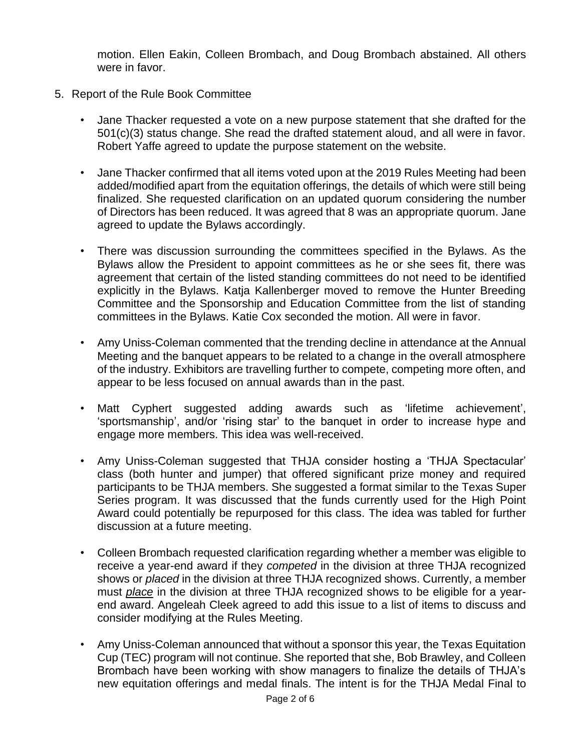motion. Ellen Eakin, Colleen Brombach, and Doug Brombach abstained. All others were in favor.

5. Report of the Rule Book Committee

   - Jane Thacker requested a vote on a new purpose statement that she drafted for the 501(c)(3) status change. She read the drafted statement aloud, and all were in favor. Robert Yaffe agreed to update the purpose statement on the website.

   - Jane Thacker confirmed that all items voted upon at the 2019 Rules Meeting had been added/modified apart from the equitation offerings, the details of which were still being finalized. She requested clarification on an updated quorum considering the number of Directors has been reduced. It was agreed that 8 was an appropriate quorum. Jane agreed to update the Bylaws accordingly.

   - There was discussion surrounding the committees specified in the Bylaws. As the Bylaws allow the President to appoint committees as he or she sees fit, there was agreement that certain of the listed standing committees do not need to be identified explicitly in the Bylaws. Katja Kallenberger moved to remove the Hunter Breeding Committee and the Sponsorship and Education Committee from the list of standing committees in the Bylaws. Katie Cox seconded the motion. All were in favor.

   - Amy Uniss-Coleman commented that the trending decline in attendance at the Annual Meeting and the banquet appears to be related to a change in the overall atmosphere of the industry. Exhibitors are travelling further to compete, competing more often, and appear to be less focused on annual awards than in the past.

   - Matt Cyphert suggested adding awards such as 'lifetime achievement', 'sportsmanship', and/or 'rising star' to the banquet in order to increase hype and engage more members. This idea was well-received.

   - Amy Uniss-Coleman suggested that THJA consider hosting a 'THJA Spectacular' class (both hunter and jumper) that offered significant prize money and required participants to be THJA members. She suggested a format similar to the Texas Super Series program. It was discussed that the funds currently used for the High Point Award could potentially be repurposed for this class. The idea was tabled for further discussion at a future meeting.

   - Colleen Brombach requested clarification regarding whether a member was eligible to receive a year-end award if they *competed* in the division at three THJA recognized shows or *placed* in the division at three THJA recognized shows. Currently, a member must ***place*** in the division at three THJA recognized shows to be eligible for a year-end award. Angeleah Cleek agreed to add this issue to a list of items to discuss and consider modifying at the Rules Meeting.

   - Amy Uniss-Coleman announced that without a sponsor this year, the Texas Equitation Cup (TEC) program will not continue. She reported that she, Bob Brawley, and Colleen Brombach have been working with show managers to finalize the details of THJA's new equitation offerings and medal finals. The intent is for the THJA Medal Final to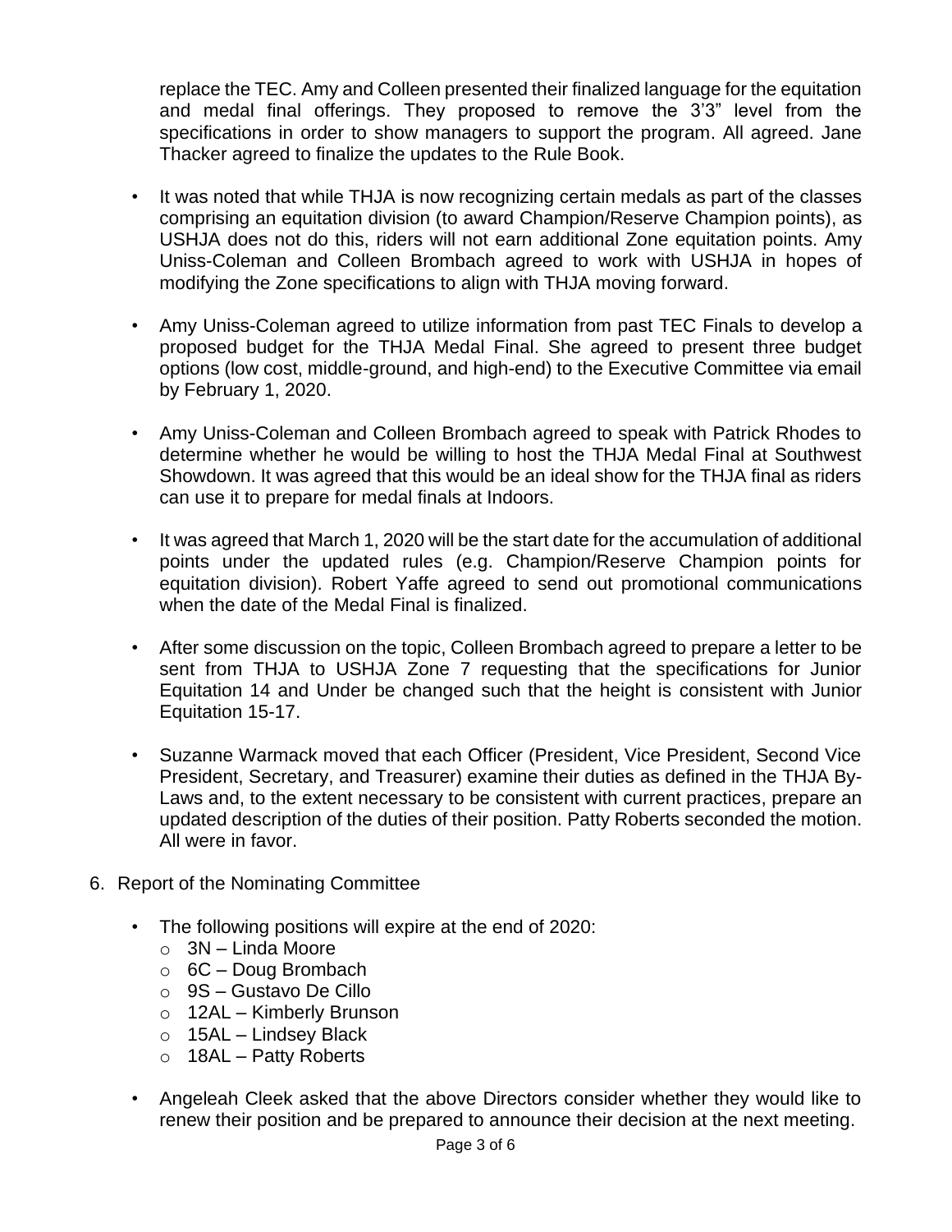replace the TEC. Amy and Colleen presented their finalized language for the equitation and medal final offerings. They proposed to remove the 3'3" level from the specifications in order to show managers to support the program. All agreed. Jane Thacker agreed to finalize the updates to the Rule Book.

- It was noted that while THJA is now recognizing certain medals as part of the classes comprising an equitation division (to award Champion/Reserve Champion points), as USHJA does not do this, riders will not earn additional Zone equitation points. Amy Uniss-Coleman and Colleen Brombach agreed to work with USHJA in hopes of modifying the Zone specifications to align with THJA moving forward.

- Amy Uniss-Coleman agreed to utilize information from past TEC Finals to develop a proposed budget for the THJA Medal Final. She agreed to present three budget options (low cost, middle-ground, and high-end) to the Executive Committee via email by February 1, 2020.

- Amy Uniss-Coleman and Colleen Brombach agreed to speak with Patrick Rhodes to determine whether he would be willing to host the THJA Medal Final at Southwest Showdown. It was agreed that this would be an ideal show for the THJA final as riders can use it to prepare for medal finals at Indoors.

- It was agreed that March 1, 2020 will be the start date for the accumulation of additional points under the updated rules (e.g. Champion/Reserve Champion points for equitation division). Robert Yaffe agreed to send out promotional communications when the date of the Medal Final is finalized.

- After some discussion on the topic, Colleen Brombach agreed to prepare a letter to be sent from THJA to USHJA Zone 7 requesting that the specifications for Junior Equitation 14 and Under be changed such that the height is consistent with Junior Equitation 15-17.

- Suzanne Warmack moved that each Officer (President, Vice President, Second Vice President, Secretary, and Treasurer) examine their duties as defined in the THJA By-Laws and, to the extent necessary to be consistent with current practices, prepare an updated description of the duties of their position. Patty Roberts seconded the motion. All were in favor.

6. Report of the Nominating Committee

   - The following positions will expire at the end of 2020:
     - 3N – Linda Moore
     - 6C – Doug Brombach
     - 9S – Gustavo De Cillo
     - 12AL – Kimberly Brunson
     - 15AL – Lindsey Black
     - 18AL – Patty Roberts

   - Angeleah Cleek asked that the above Directors consider whether they would like to renew their position and be prepared to announce their decision at the next meeting.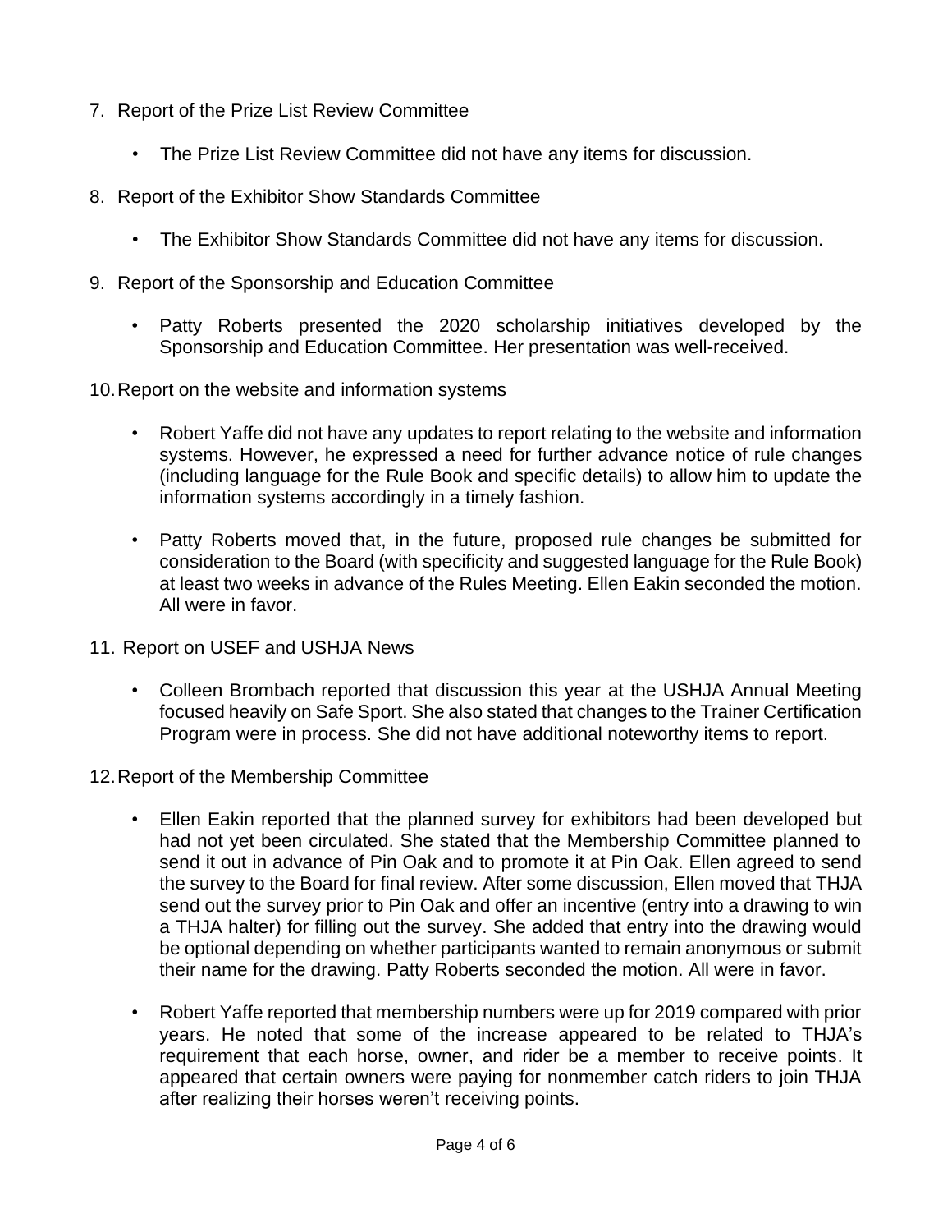7. Report of the Prize List Review Committee

    - The Prize List Review Committee did not have any items for discussion.

8. Report of the Exhibitor Show Standards Committee

    - The Exhibitor Show Standards Committee did not have any items for discussion.

9. Report of the Sponsorship and Education Committee

    - Patty Roberts presented the 2020 scholarship initiatives developed by the Sponsorship and Education Committee. Her presentation was well-received.

10. Report on the website and information systems

    - Robert Yaffe did not have any updates to report relating to the website and information systems. However, he expressed a need for further advance notice of rule changes (including language for the Rule Book and specific details) to allow him to update the information systems accordingly in a timely fashion.

    - Patty Roberts moved that, in the future, proposed rule changes be submitted for consideration to the Board (with specificity and suggested language for the Rule Book) at least two weeks in advance of the Rules Meeting. Ellen Eakin seconded the motion. All were in favor.

11. Report on USEF and USHJA News

    - Colleen Brombach reported that discussion this year at the USHJA Annual Meeting focused heavily on Safe Sport. She also stated that changes to the Trainer Certification Program were in process. She did not have additional noteworthy items to report.

12. Report of the Membership Committee

    - Ellen Eakin reported that the planned survey for exhibitors had been developed but had not yet been circulated. She stated that the Membership Committee planned to send it out in advance of Pin Oak and to promote it at Pin Oak. Ellen agreed to send the survey to the Board for final review. After some discussion, Ellen moved that THJA send out the survey prior to Pin Oak and offer an incentive (entry into a drawing to win a THJA halter) for filling out the survey. She added that entry into the drawing would be optional depending on whether participants wanted to remain anonymous or submit their name for the drawing. Patty Roberts seconded the motion. All were in favor.

    - Robert Yaffe reported that membership numbers were up for 2019 compared with prior years. He noted that some of the increase appeared to be related to THJA's requirement that each horse, owner, and rider be a member to receive points. It appeared that certain owners were paying for nonmember catch riders to join THJA after realizing their horses weren't receiving points.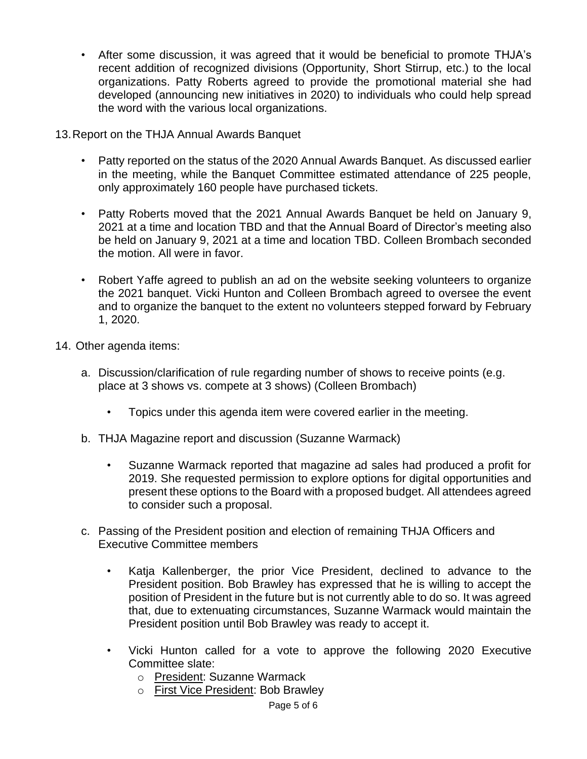- After some discussion, it was agreed that it would be beneficial to promote THJA's recent addition of recognized divisions (Opportunity, Short Stirrup, etc.) to the local organizations. Patty Roberts agreed to provide the promotional material she had developed (announcing new initiatives in 2020) to individuals who could help spread the word with the various local organizations.

13. Report on the THJA Annual Awards Banquet

    - Patty reported on the status of the 2020 Annual Awards Banquet. As discussed earlier in the meeting, while the Banquet Committee estimated attendance of 225 people, only approximately 160 people have purchased tickets.

    - Patty Roberts moved that the 2021 Annual Awards Banquet be held on January 9, 2021 at a time and location TBD and that the Annual Board of Director's meeting also be held on January 9, 2021 at a time and location TBD. Colleen Brombach seconded the motion. All were in favor.

    - Robert Yaffe agreed to publish an ad on the website seeking volunteers to organize the 2021 banquet. Vicki Hunton and Colleen Brombach agreed to oversee the event and to organize the banquet to the extent no volunteers stepped forward by February 1, 2020.

14. Other agenda items:

    a. Discussion/clarification of rule regarding number of shows to receive points (e.g. place at 3 shows vs. compete at 3 shows) (Colleen Brombach)

       - Topics under this agenda item were covered earlier in the meeting.

    b. THJA Magazine report and discussion (Suzanne Warmack)

       - Suzanne Warmack reported that magazine ad sales had produced a profit for 2019. She requested permission to explore options for digital opportunities and present these options to the Board with a proposed budget. All attendees agreed to consider such a proposal.

    c. Passing of the President position and election of remaining THJA Officers and Executive Committee members

       - Katja Kallenberger, the prior Vice President, declined to advance to the President position. Bob Brawley has expressed that he is willing to accept the position of President in the future but is not currently able to do so. It was agreed that, due to extenuating circumstances, Suzanne Warmack would maintain the President position until Bob Brawley was ready to accept it.

       - Vicki Hunton called for a vote to approve the following 2020 Executive Committee slate:
         - President: Suzanne Warmack
         - First Vice President: Bob Brawley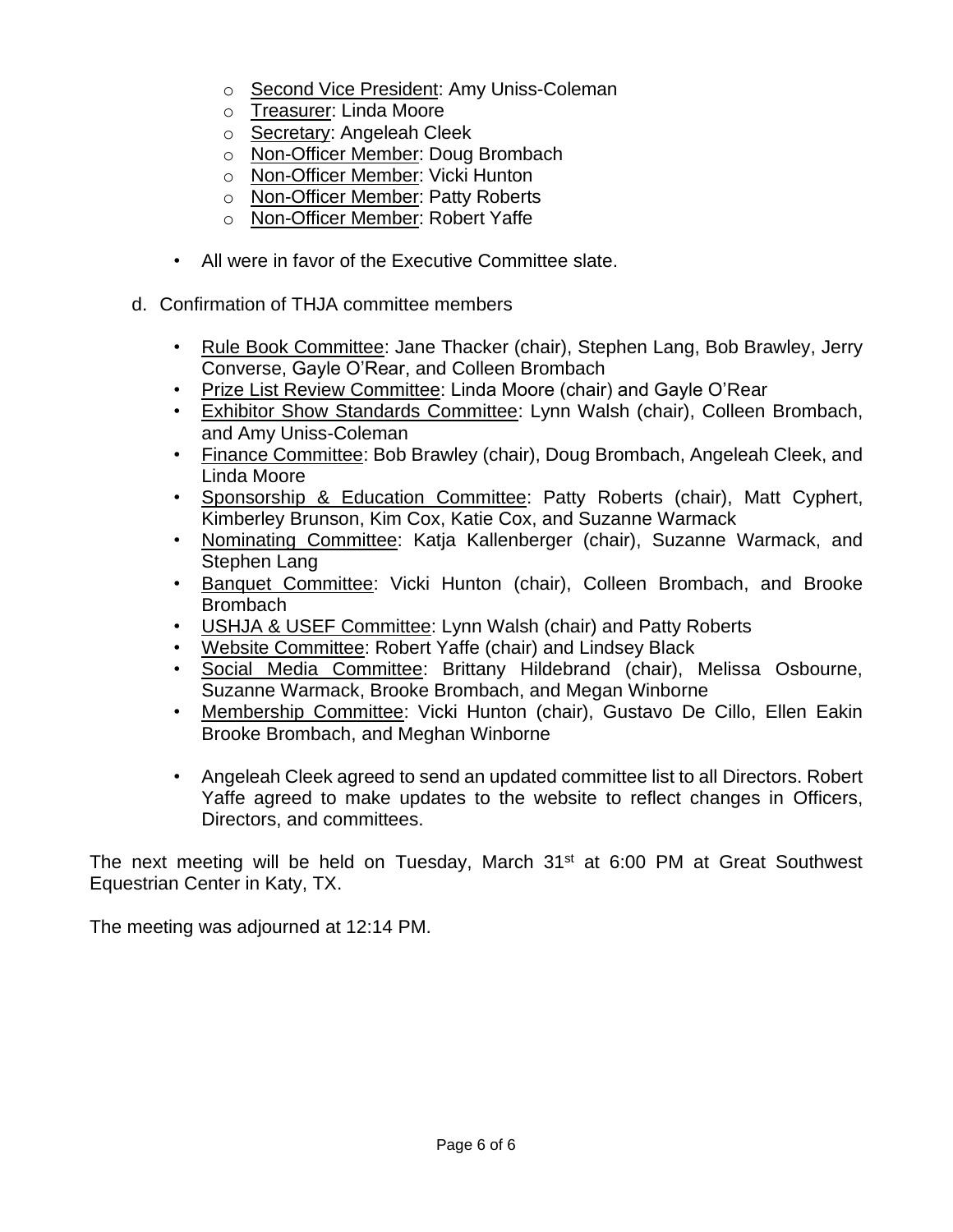- Second Vice President: Amy Uniss-Coleman
    - Treasurer: Linda Moore
    - Secretary: Angeleah Cleek
    - Non-Officer Member: Doug Brombach
    - Non-Officer Member: Vicki Hunton
    - Non-Officer Member: Patty Roberts
    - Non-Officer Member: Robert Yaffe

- All were in favor of the Executive Committee slate.

d. Confirmation of THJA committee members

- Rule Book Committee: Jane Thacker (chair), Stephen Lang, Bob Brawley, Jerry Converse, Gayle O'Rear, and Colleen Brombach
- Prize List Review Committee: Linda Moore (chair) and Gayle O'Rear
- Exhibitor Show Standards Committee: Lynn Walsh (chair), Colleen Brombach, and Amy Uniss-Coleman
- Finance Committee: Bob Brawley (chair), Doug Brombach, Angeleah Cleek, and Linda Moore
- Sponsorship & Education Committee: Patty Roberts (chair), Matt Cyphert, Kimberley Brunson, Kim Cox, Katie Cox, and Suzanne Warmack
- Nominating Committee: Katja Kallenberger (chair), Suzanne Warmack, and Stephen Lang
- Banquet Committee: Vicki Hunton (chair), Colleen Brombach, and Brooke Brombach
- USHJA & USEF Committee: Lynn Walsh (chair) and Patty Roberts
- Website Committee: Robert Yaffe (chair) and Lindsey Black
- Social Media Committee: Brittany Hildebrand (chair), Melissa Osbourne, Suzanne Warmack, Brooke Brombach, and Megan Winborne
- Membership Committee: Vicki Hunton (chair), Gustavo De Cillo, Ellen Eakin Brooke Brombach, and Meghan Winborne

- Angeleah Cleek agreed to send an updated committee list to all Directors. Robert Yaffe agreed to make updates to the website to reflect changes in Officers, Directors, and committees.

The next meeting will be held on Tuesday, March 31st at 6:00 PM at Great Southwest Equestrian Center in Katy, TX.

The meeting was adjourned at 12:14 PM.